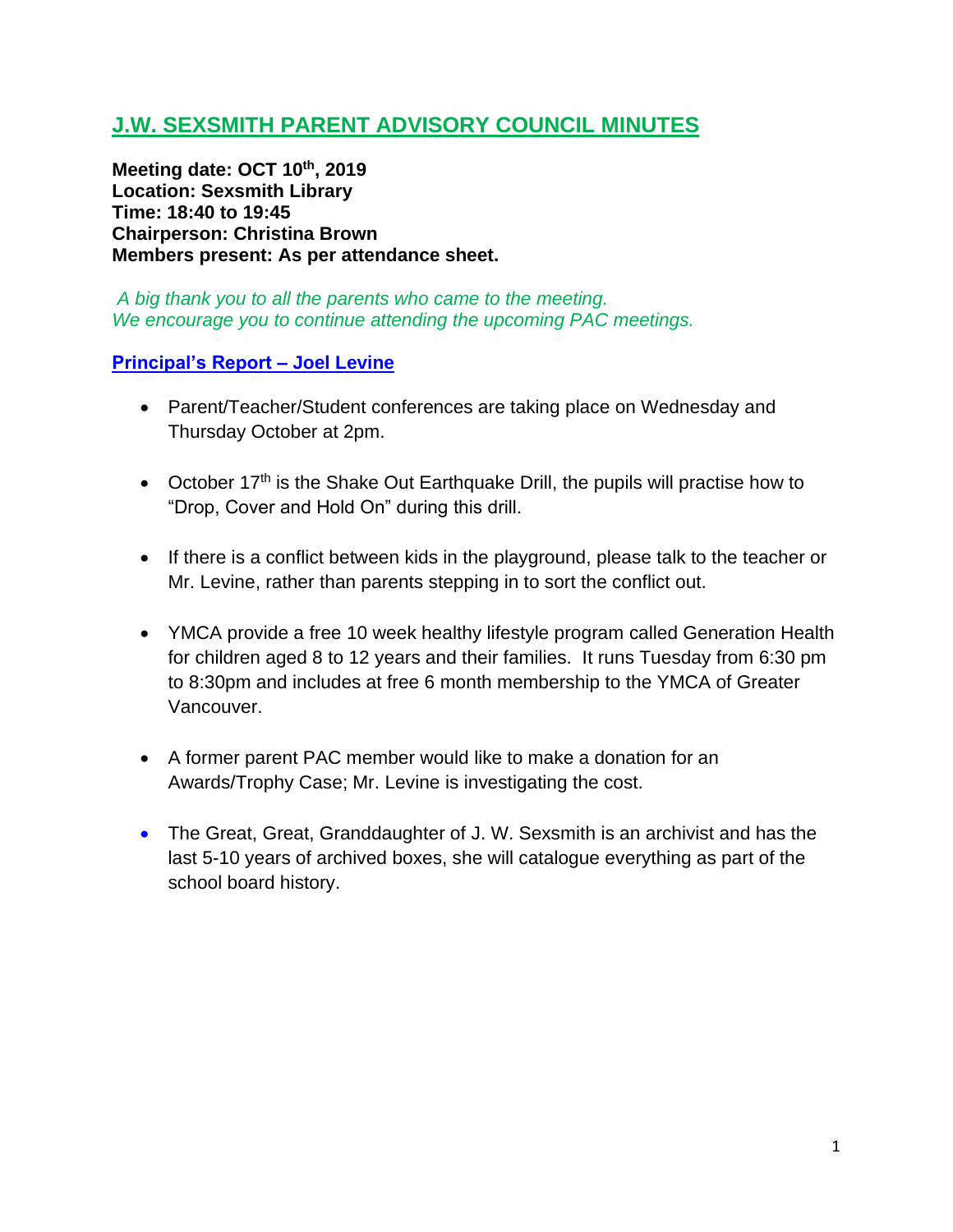# J.W. SEXSMITH PARENT ADVISORY COUNCIL MINUTES

**Meeting date: OCT 10th, 2019**
**Location: Sexsmith Library**
**Time: 18:40 to 19:45**
**Chairperson: Christina Brown**
**Members present: As per attendance sheet.**

*A big thank you to all the parents who came to the meeting.*
*We encourage you to continue attending the upcoming PAC meetings.*

## Principal's Report – Joel Levine

- Parent/Teacher/Student conferences are taking place on Wednesday and Thursday October at 2pm.
- October 17th is the Shake Out Earthquake Drill, the pupils will practise how to "Drop, Cover and Hold On" during this drill.
- If there is a conflict between kids in the playground, please talk to the teacher or Mr. Levine, rather than parents stepping in to sort the conflict out.
- YMCA provide a free 10 week healthy lifestyle program called Generation Health for children aged 8 to 12 years and their families. It runs Tuesday from 6:30 pm to 8:30pm and includes at free 6 month membership to the YMCA of Greater Vancouver.
- A former parent PAC member would like to make a donation for an Awards/Trophy Case; Mr. Levine is investigating the cost.
- The Great, Great, Granddaughter of J. W. Sexsmith is an archivist and has the last 5-10 years of archived boxes, she will catalogue everything as part of the school board history.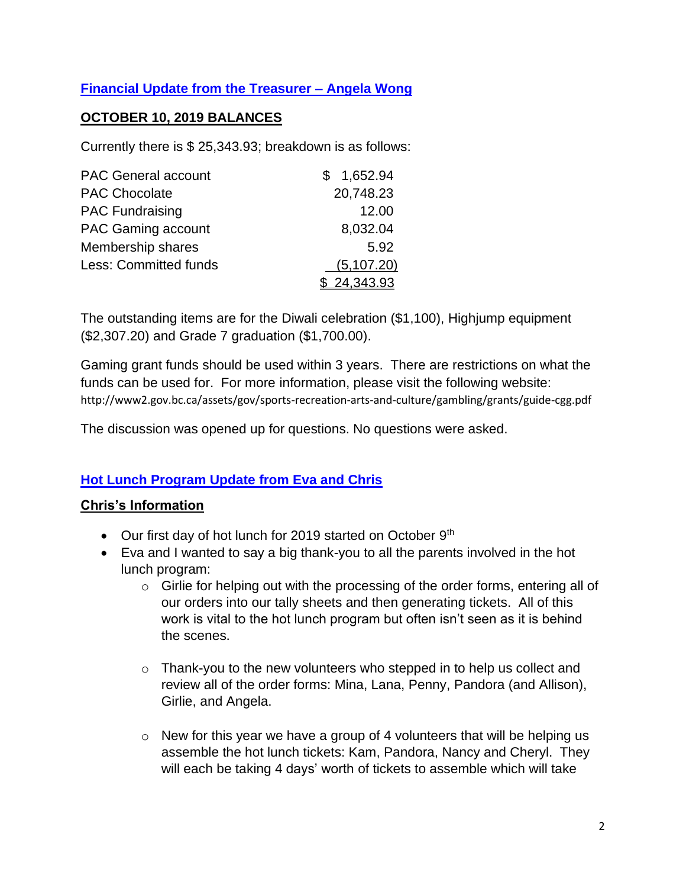**Financial Update from the Treasurer – Angela Wong**

**OCTOBER 10, 2019 BALANCES**

Currently there is $ 25,343.93; breakdown is as follows:

| | |
|---|---|
| PAC General account | $ 1,652.94 |
| PAC Chocolate | 20,748.23 |
| PAC Fundraising | 12.00 |
| PAC Gaming account | 8,032.04 |
| Membership shares | 5.92 |
| Less: Committed funds | (5,107.20) |
| | $ 24,343.93 |

The outstanding items are for the Diwali celebration ($1,100), Highjump equipment ($2,307.20) and Grade 7 graduation ($1,700.00).

Gaming grant funds should be used within 3 years. There are restrictions on what the funds can be used for. For more information, please visit the following website: http://www2.gov.bc.ca/assets/gov/sports-recreation-arts-and-culture/gambling/grants/guide-cgg.pdf

The discussion was opened up for questions. No questions were asked.

**Hot Lunch Program Update from Eva and Chris**

**Chris's Information**

- Our first day of hot lunch for 2019 started on October 9th
- Eva and I wanted to say a big thank-you to all the parents involved in the hot lunch program:
  - Girlie for helping out with the processing of the order forms, entering all of our orders into our tally sheets and then generating tickets. All of this work is vital to the hot lunch program but often isn't seen as it is behind the scenes.
  - Thank-you to the new volunteers who stepped in to help us collect and review all of the order forms: Mina, Lana, Penny, Pandora (and Allison), Girlie, and Angela.
  - New for this year we have a group of 4 volunteers that will be helping us assemble the hot lunch tickets: Kam, Pandora, Nancy and Cheryl. They will each be taking 4 days' worth of tickets to assemble which will take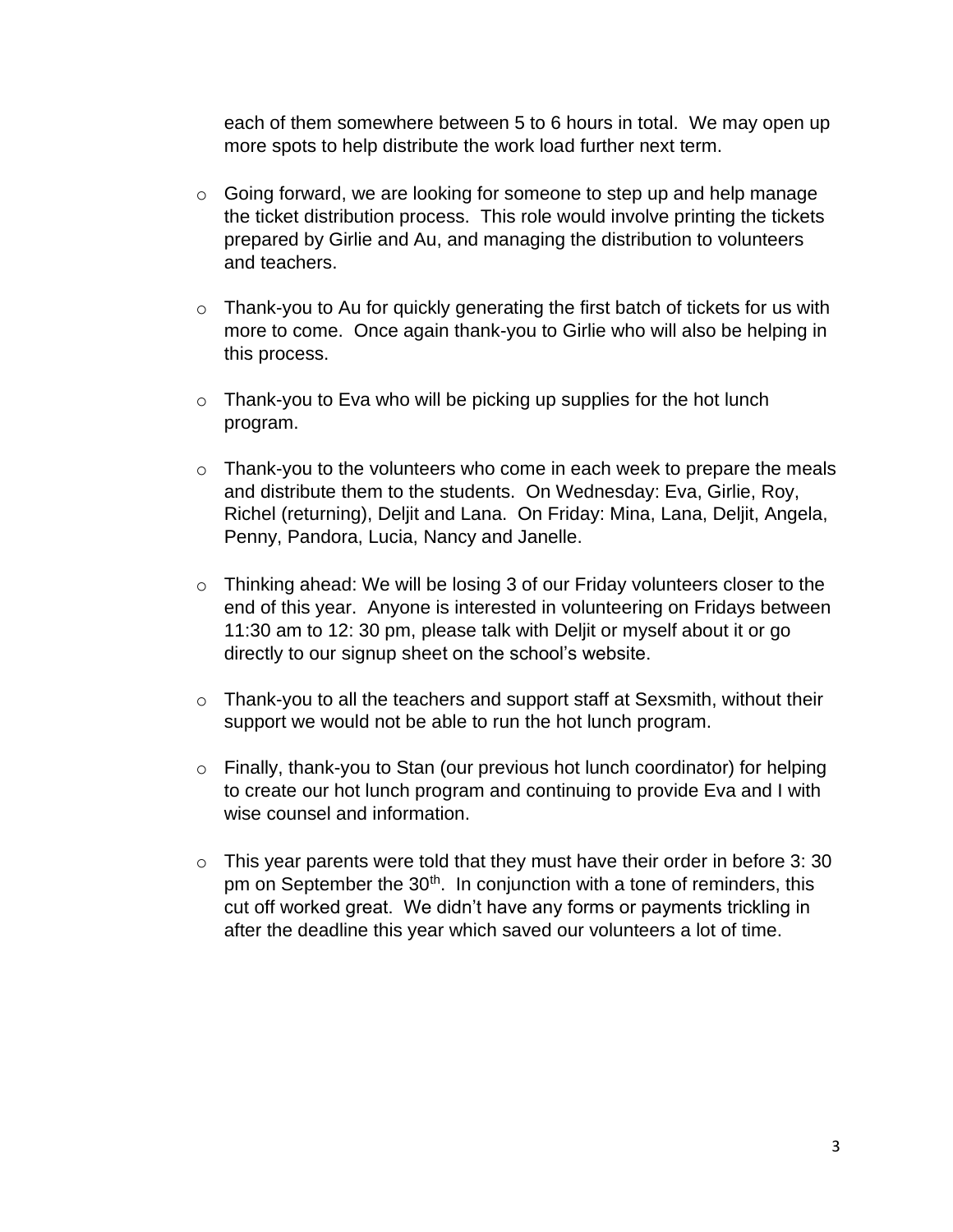each of them somewhere between 5 to 6 hours in total. We may open up more spots to help distribute the work load further next term.

- Going forward, we are looking for someone to step up and help manage the ticket distribution process. This role would involve printing the tickets prepared by Girlie and Au, and managing the distribution to volunteers and teachers.

- Thank-you to Au for quickly generating the first batch of tickets for us with more to come. Once again thank-you to Girlie who will also be helping in this process.

- Thank-you to Eva who will be picking up supplies for the hot lunch program.

- Thank-you to the volunteers who come in each week to prepare the meals and distribute them to the students. On Wednesday: Eva, Girlie, Roy, Richel (returning), Deljit and Lana. On Friday: Mina, Lana, Deljit, Angela, Penny, Pandora, Lucia, Nancy and Janelle.

- Thinking ahead: We will be losing 3 of our Friday volunteers closer to the end of this year. Anyone is interested in volunteering on Fridays between 11:30 am to 12: 30 pm, please talk with Deljit or myself about it or go directly to our signup sheet on the school's website.

- Thank-you to all the teachers and support staff at Sexsmith, without their support we would not be able to run the hot lunch program.

- Finally, thank-you to Stan (our previous hot lunch coordinator) for helping to create our hot lunch program and continuing to provide Eva and I with wise counsel and information.

- This year parents were told that they must have their order in before 3: 30 pm on September the 30th. In conjunction with a tone of reminders, this cut off worked great. We didn't have any forms or payments trickling in after the deadline this year which saved our volunteers a lot of time.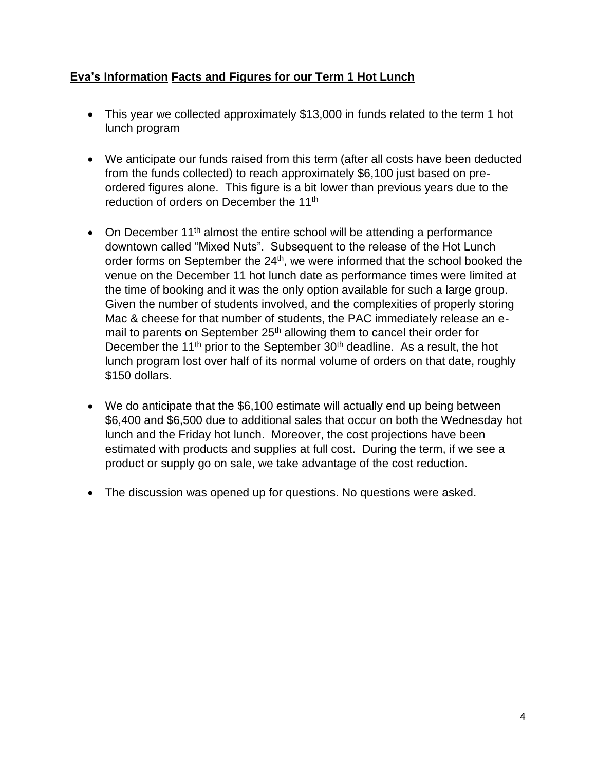**<u>Eva's Information</u> <u>Facts and Figures for our Term 1 Hot Lunch</u>**

- This year we collected approximately $13,000 in funds related to the term 1 hot lunch program

- We anticipate our funds raised from this term (after all costs have been deducted from the funds collected) to reach approximately $6,100 just based on pre-ordered figures alone. This figure is a bit lower than previous years due to the reduction of orders on December the 11th

- On December 11th almost the entire school will be attending a performance downtown called "Mixed Nuts". Subsequent to the release of the Hot Lunch order forms on September the 24th, we were informed that the school booked the venue on the December 11 hot lunch date as performance times were limited at the time of booking and it was the only option available for such a large group. Given the number of students involved, and the complexities of properly storing Mac & cheese for that number of students, the PAC immediately release an e-mail to parents on September 25th allowing them to cancel their order for December the 11th prior to the September 30th deadline. As a result, the hot lunch program lost over half of its normal volume of orders on that date, roughly $150 dollars.

- We do anticipate that the $6,100 estimate will actually end up being between $6,400 and $6,500 due to additional sales that occur on both the Wednesday hot lunch and the Friday hot lunch. Moreover, the cost projections have been estimated with products and supplies at full cost. During the term, if we see a product or supply go on sale, we take advantage of the cost reduction.

- The discussion was opened up for questions. No questions were asked.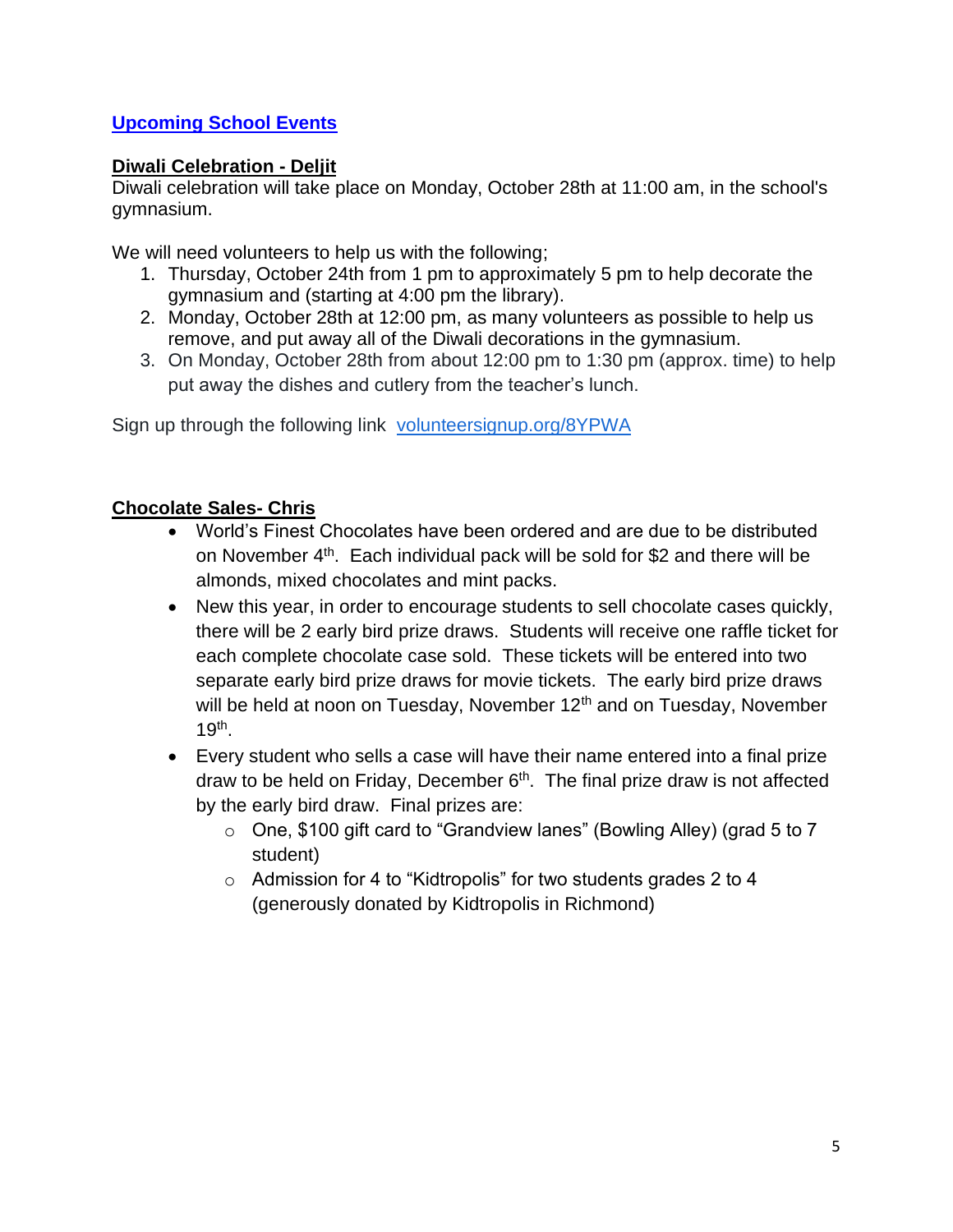## Upcoming School Events

### Diwali Celebration - Deljit

Diwali celebration will take place on Monday, October 28th at 11:00 am, in the school's gymnasium.

We will need volunteers to help us with the following;

1. Thursday, October 24th from 1 pm to approximately 5 pm to help decorate the gymnasium and (starting at 4:00 pm the library).
2. Monday, October 28th at 12:00 pm, as many volunteers as possible to help us remove, and put away all of the Diwali decorations in the gymnasium.
3. On Monday, October 28th from about 12:00 pm to 1:30 pm (approx. time) to help put away the dishes and cutlery from the teacher's lunch.

Sign up through the following link [volunteersignup.org/8YPWA](volunteersignup.org/8YPWA)

### Chocolate Sales- Chris

- World's Finest Chocolates have been ordered and are due to be distributed on November 4th. Each individual pack will be sold for $2 and there will be almonds, mixed chocolates and mint packs.
- New this year, in order to encourage students to sell chocolate cases quickly, there will be 2 early bird prize draws. Students will receive one raffle ticket for each complete chocolate case sold. These tickets will be entered into two separate early bird prize draws for movie tickets. The early bird prize draws will be held at noon on Tuesday, November 12th and on Tuesday, November 19th.
- Every student who sells a case will have their name entered into a final prize draw to be held on Friday, December 6th. The final prize draw is not affected by the early bird draw. Final prizes are:
  - One, $100 gift card to "Grandview lanes" (Bowling Alley) (grad 5 to 7 student)
  - Admission for 4 to "Kidtropolis" for two students grades 2 to 4 (generously donated by Kidtropolis in Richmond)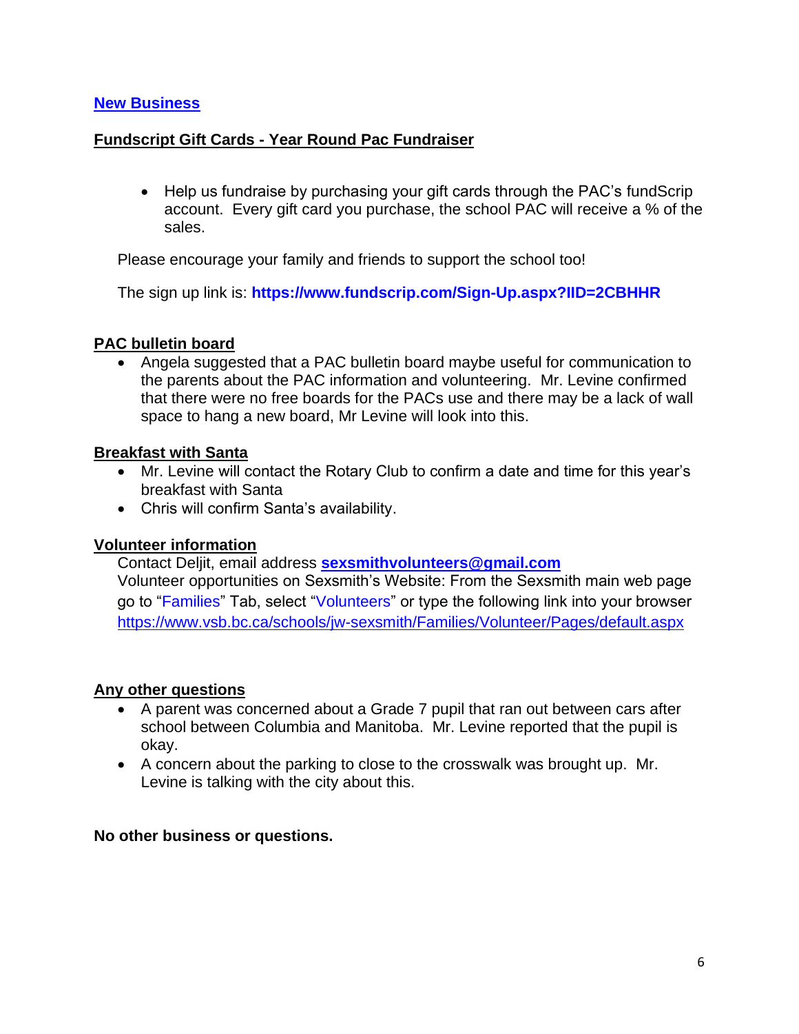## New Business

### Fundscript Gift Cards - Year Round Pac Fundraiser

- Help us fundraise by purchasing your gift cards through the PAC's fundScrip account. Every gift card you purchase, the school PAC will receive a % of the sales.

Please encourage your family and friends to support the school too!

The sign up link is: **https://www.fundscrip.com/Sign-Up.aspx?IID=2CBHHR**

### PAC bulletin board

- Angela suggested that a PAC bulletin board maybe useful for communication to the parents about the PAC information and volunteering. Mr. Levine confirmed that there were no free boards for the PACs use and there may be a lack of wall space to hang a new board, Mr Levine will look into this.

### Breakfast with Santa

- Mr. Levine will contact the Rotary Club to confirm a date and time for this year's breakfast with Santa
- Chris will confirm Santa's availability.

### Volunteer information

Contact Deljit, email address **sexsmithvolunteers@gmail.com**
Volunteer opportunities on Sexsmith's Website: From the Sexsmith main web page go to "Families" Tab, select "Volunteers" or type the following link into your browser https://www.vsb.bc.ca/schools/jw-sexsmith/Families/Volunteer/Pages/default.aspx

### Any other questions

- A parent was concerned about a Grade 7 pupil that ran out between cars after school between Columbia and Manitoba. Mr. Levine reported that the pupil is okay.
- A concern about the parking to close to the crosswalk was brought up. Mr. Levine is talking with the city about this.

**No other business or questions.**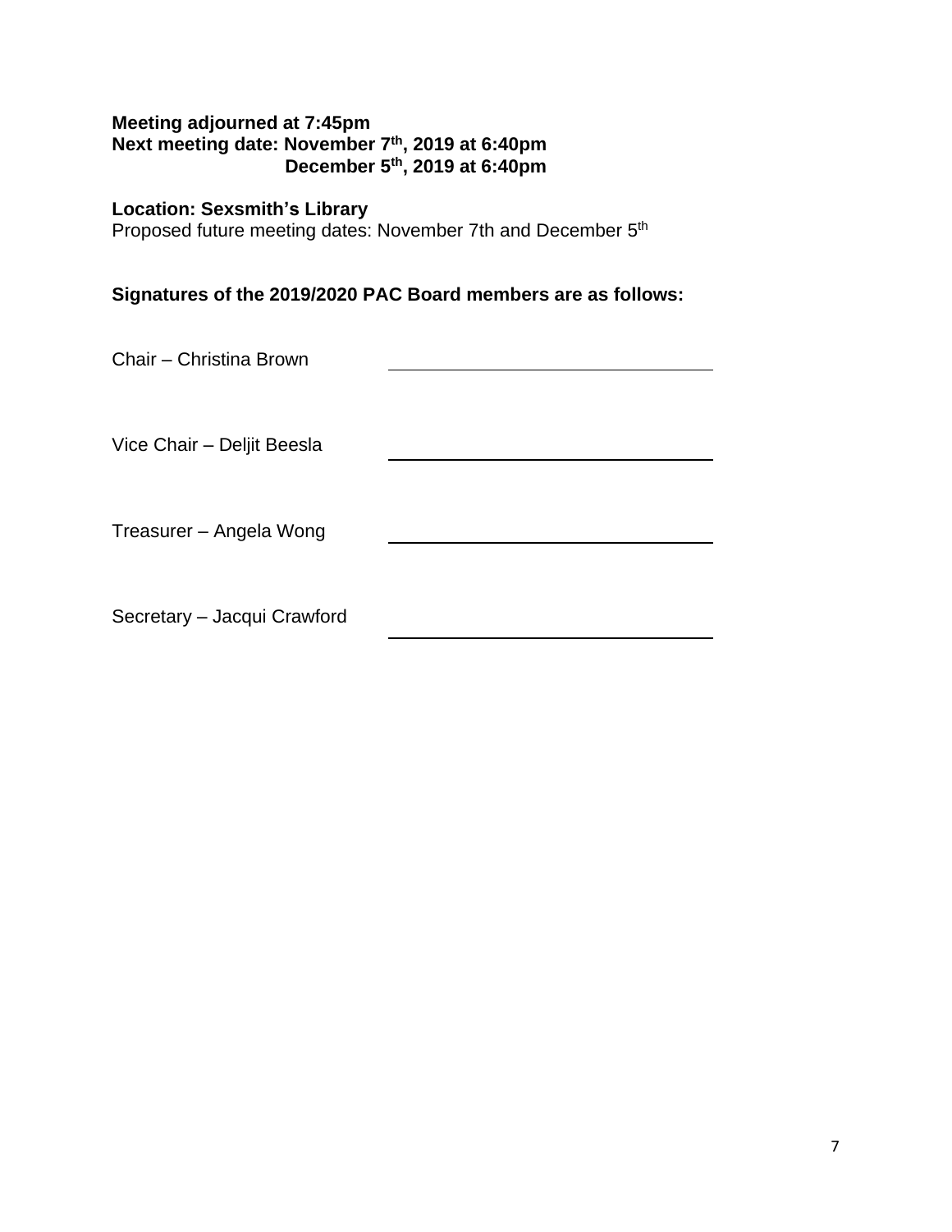**Meeting adjourned at 7:45pm**
**Next meeting date: November 7th, 2019 at 6:40pm**
**December 5th, 2019 at 6:40pm**

**Location: Sexsmith's Library**
Proposed future meeting dates: November 7th and December 5th

**Signatures of the 2019/2020 PAC Board members are as follows:**

Chair – Christina Brown \_\_\_\_\_\_\_\_\_\_\_\_\_\_\_\_\_\_\_\_\_\_\_\_\_\_\_\_\_\_

Vice Chair – Deljit Beesla \_\_\_\_\_\_\_\_\_\_\_\_\_\_\_\_\_\_\_\_\_\_\_\_\_\_\_\_\_\_

Treasurer – Angela Wong \_\_\_\_\_\_\_\_\_\_\_\_\_\_\_\_\_\_\_\_\_\_\_\_\_\_\_\_\_\_

Secretary – Jacqui Crawford \_\_\_\_\_\_\_\_\_\_\_\_\_\_\_\_\_\_\_\_\_\_\_\_\_\_\_\_\_\_